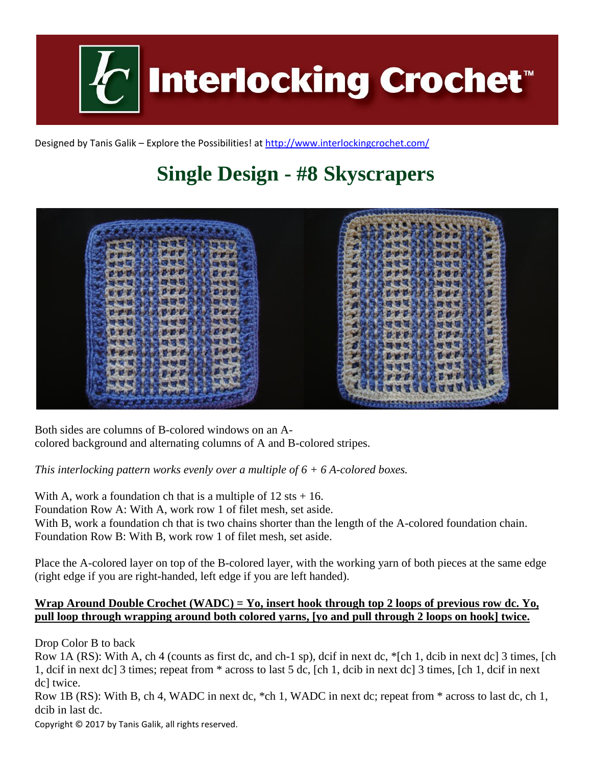# Interlocking Crochet™

Designed by Tanis Galik – Explore the Possibilities! at http://www.interlockingcrochet.com/

## Single Design - #8 Skyscrapers

Both sides are columns of B-colored windows on an A-colored background and alternating columns of A and B-colored stripes.

*This interlocking pattern works evenly over a multiple of 6 + 6 A-colored boxes.*

With A, work a foundation ch that is a multiple of 12 sts + 16.
Foundation Row A: With A, work row 1 of filet mesh, set aside.
With B, work a foundation ch that is two chains shorter than the length of the A-colored foundation chain.
Foundation Row B: With B, work row 1 of filet mesh, set aside.

Place the A-colored layer on top of the B-colored layer, with the working yarn of both pieces at the same edge (right edge if you are right-handed, left edge if you are left handed).

**Wrap Around Double Crochet (WADC) = Yo, insert hook through top 2 loops of previous row dc. Yo, pull loop through wrapping around both colored yarns, [yo and pull through 2 loops on hook] twice.**

Drop Color B to back
Row 1A (RS): With A, ch 4 (counts as first dc, and ch-1 sp), dcif in next dc, *[ch 1, dcib in next dc] 3 times, [ch 1, dcif in next dc] 3 times; repeat from * across to last 5 dc, [ch 1, dcib in next dc] 3 times, [ch 1, dcif in next dc] twice.
Row 1B (RS): With B, ch 4, WADC in next dc, *ch 1, WADC in next dc; repeat from * across to last dc, ch 1, dcib in last dc.

Copyright © 2017 by Tanis Galik, all rights reserved.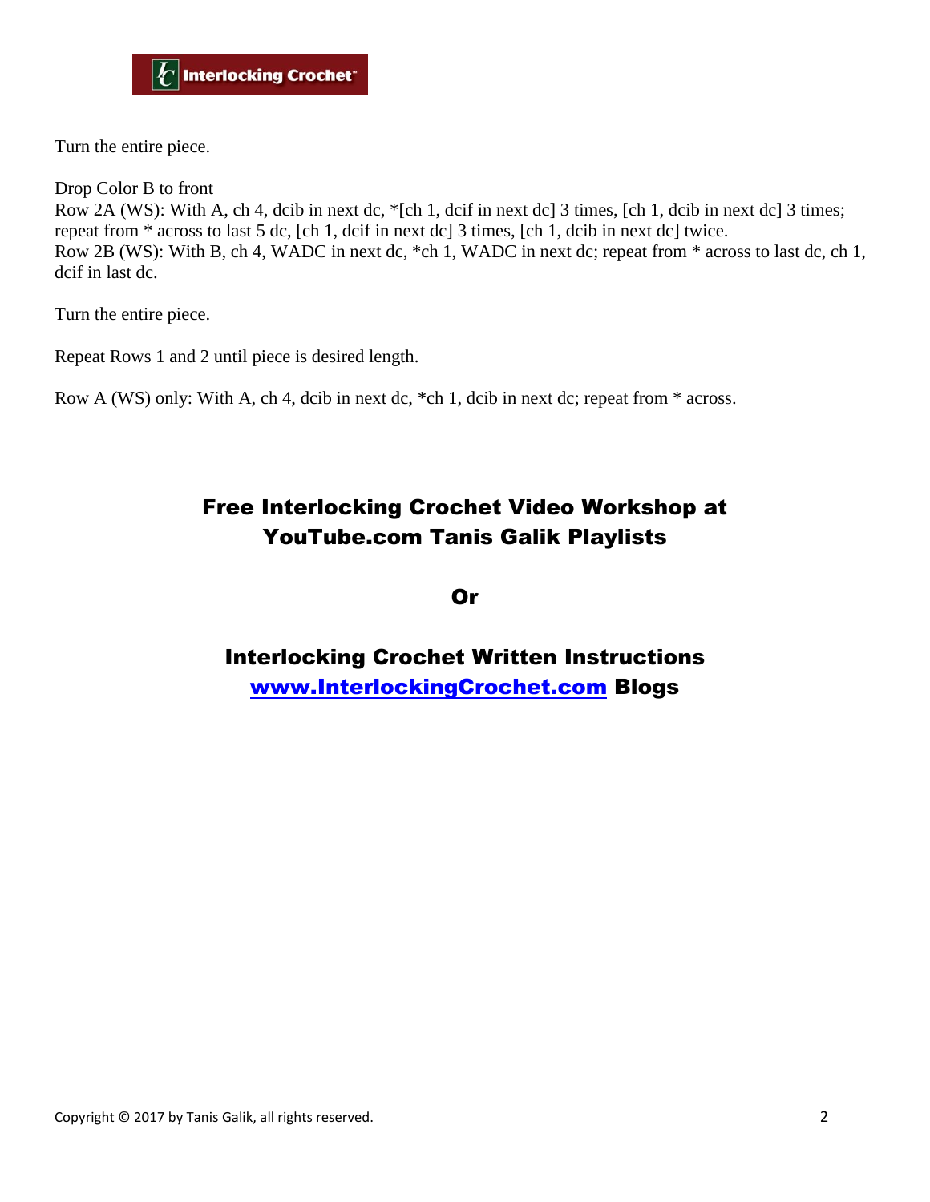Turn the entire piece.

Drop Color B to front

Row 2A (WS): With A, ch 4, dcib in next dc, *[ch 1, dcif in next dc] 3 times, [ch 1, dcib in next dc] 3 times; repeat from * across to last 5 dc, [ch 1, dcif in next dc] 3 times, [ch 1, dcib in next dc] twice.

Row 2B (WS): With B, ch 4, WADC in next dc, *ch 1, WADC in next dc; repeat from * across to last dc, ch 1, dcif in last dc.

Turn the entire piece.

Repeat Rows 1 and 2 until piece is desired length.

Row A (WS) only: With A, ch 4, dcib in next dc, *ch 1, dcib in next dc; repeat from * across.

## Free Interlocking Crochet Video Workshop at YouTube.com Tanis Galik Playlists

## Or

## Interlocking Crochet Written Instructions [www.InterlockingCrochet.com](http://www.InterlockingCrochet.com) Blogs

Copyright © 2017 by Tanis Galik, all rights reserved.